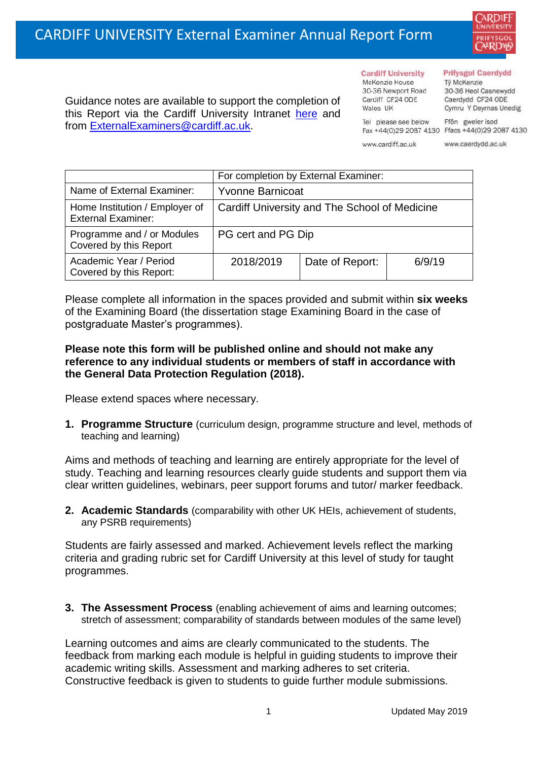# CARDIFF UNIVERSITY External Examiner Annual Report Form

Guidance notes are available to support the completion of this Report via the Cardiff University Intranet [here](#) and from [ExternalExaminers@cardiff.ac.uk](mailto:ExternalExaminers@cardiff.ac.uk).

**Cardiff University**
McKenzie House
30-36 Newport Road
Cardiff CF24 0DE
Wales UK

Tel please see below
Fax +44(0)29 2087 4130

www.cardiff.ac.uk

**Prifysgol Caerdydd**
Tŷ McKenzie
30-36 Heol Casnewydd
Caerdydd CF24 0DE
Cymru Y Deyrnas Unedig

Ffôn gweler isod
Ffacs +44(0)29 2087 4130

www.caerdydd.ac.uk

| | For completion by External Examiner: | | |
|---|---|---|---|
| Name of External Examiner: | Yvonne Barnicoat | | |
| Home Institution / Employer of External Examiner: | Cardiff University and The School of Medicine | | |
| Programme and / or Modules Covered by this Report | PG cert and PG Dip | | |
| Academic Year / Period Covered by this Report: | 2018/2019 | Date of Report: | 6/9/19 |

Please complete all information in the spaces provided and submit within **six weeks** of the Examining Board (the dissertation stage Examining Board in the case of postgraduate Master's programmes).

**Please note this form will be published online and should not make any reference to any individual students or members of staff in accordance with the General Data Protection Regulation (2018).**

Please extend spaces where necessary.

1. **Programme Structure** (curriculum design, programme structure and level, methods of teaching and learning)

Aims and methods of teaching and learning are entirely appropriate for the level of study. Teaching and learning resources clearly guide students and support them via clear written guidelines, webinars, peer support forums and tutor/ marker feedback.

2. **Academic Standards** (comparability with other UK HEIs, achievement of students, any PSRB requirements)

Students are fairly assessed and marked. Achievement levels reflect the marking criteria and grading rubric set for Cardiff University at this level of study for taught programmes.

3. **The Assessment Process** (enabling achievement of aims and learning outcomes; stretch of assessment; comparability of standards between modules of the same level)

Learning outcomes and aims are clearly communicated to the students. The feedback from marking each module is helpful in guiding students to improve their academic writing skills. Assessment and marking adheres to set criteria. Constructive feedback is given to students to guide further module submissions.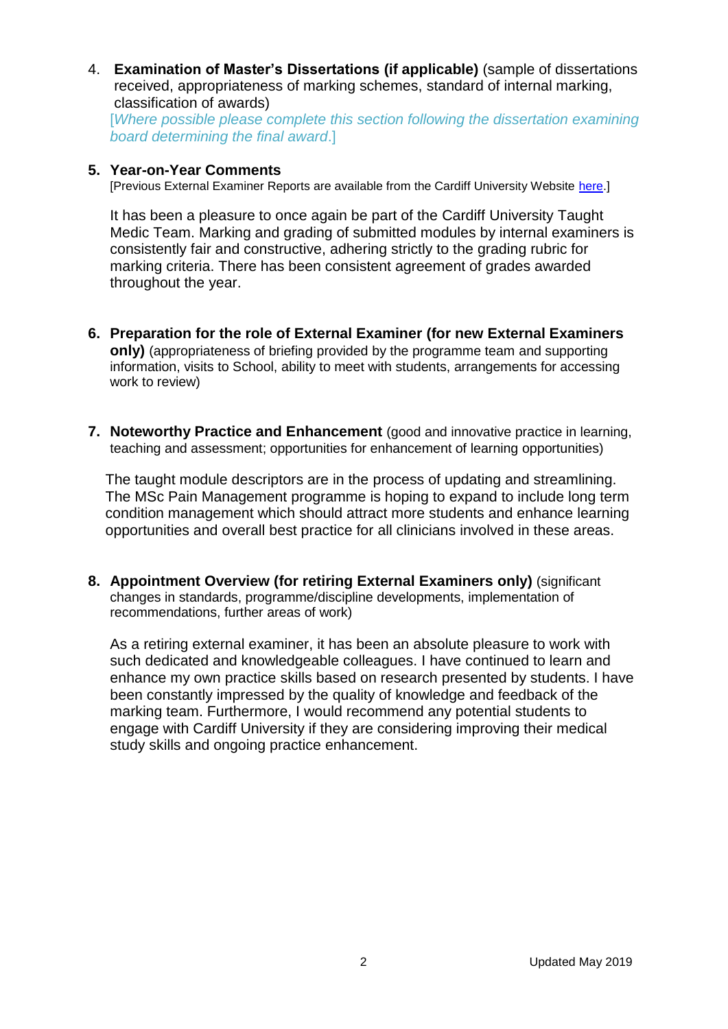4. **Examination of Master's Dissertations (if applicable)** (sample of dissertations received, appropriateness of marking schemes, standard of internal marking, classification of awards)
   [*Where possible please complete this section following the dissertation examining board determining the final award*.]

5. **Year-on-Year Comments**
   [Previous External Examiner Reports are available from the Cardiff University Website here.]

   It has been a pleasure to once again be part of the Cardiff University Taught Medic Team. Marking and grading of submitted modules by internal examiners is consistently fair and constructive, adhering strictly to the grading rubric for marking criteria. There has been consistent agreement of grades awarded throughout the year.

6. **Preparation for the role of External Examiner (for new External Examiners only)** (appropriateness of briefing provided by the programme team and supporting information, visits to School, ability to meet with students, arrangements for accessing work to review)

7. **Noteworthy Practice and Enhancement** (good and innovative practice in learning, teaching and assessment; opportunities for enhancement of learning opportunities)

   The taught module descriptors are in the process of updating and streamlining. The MSc Pain Management programme is hoping to expand to include long term condition management which should attract more students and enhance learning opportunities and overall best practice for all clinicians involved in these areas.

8. **Appointment Overview (for retiring External Examiners only)** (significant changes in standards, programme/discipline developments, implementation of recommendations, further areas of work)

   As a retiring external examiner, it has been an absolute pleasure to work with such dedicated and knowledgeable colleagues. I have continued to learn and enhance my own practice skills based on research presented by students. I have been constantly impressed by the quality of knowledge and feedback of the marking team. Furthermore, I would recommend any potential students to engage with Cardiff University if they are considering improving their medical study skills and ongoing practice enhancement.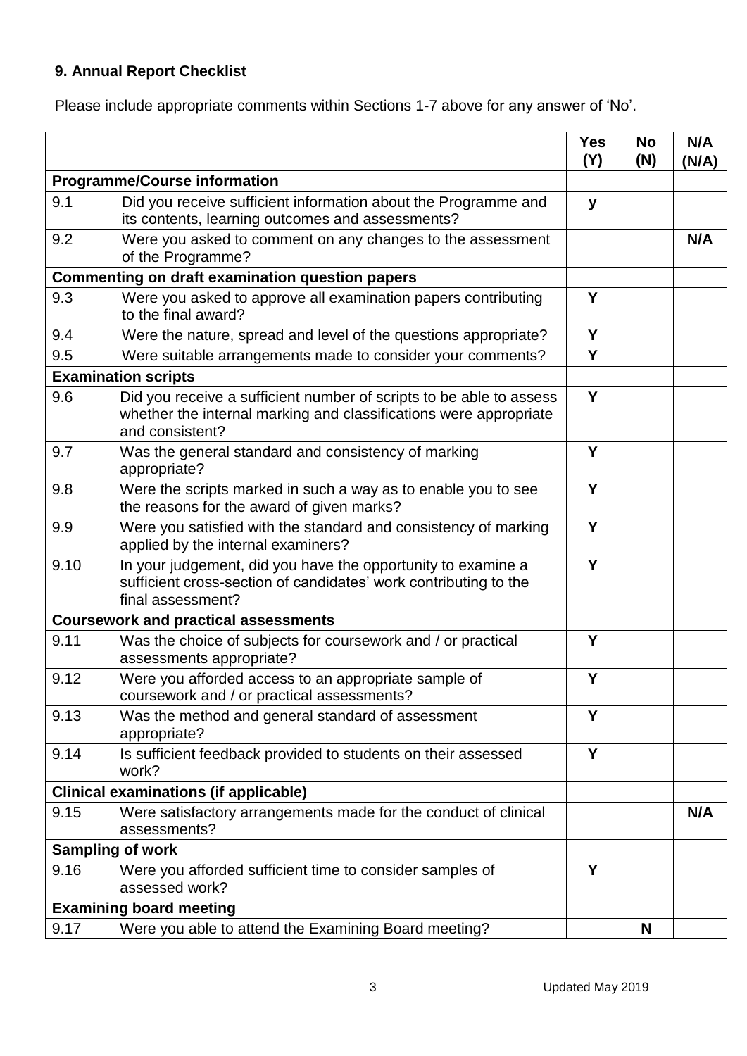## 9. Annual Report Checklist

Please include appropriate comments within Sections 1-7 above for any answer of 'No'.

| | | Yes (Y) | No (N) | N/A (N/A) |
|---|---|---|---|---|
| **Programme/Course information** | | | | |
| 9.1 | Did you receive sufficient information about the Programme and its contents, learning outcomes and assessments? | y | | |
| 9.2 | Were you asked to comment on any changes to the assessment of the Programme? | | | N/A |
| **Commenting on draft examination question papers** | | | | |
| 9.3 | Were you asked to approve all examination papers contributing to the final award? | Y | | |
| 9.4 | Were the nature, spread and level of the questions appropriate? | Y | | |
| 9.5 | Were suitable arrangements made to consider your comments? | Y | | |
| **Examination scripts** | | | | |
| 9.6 | Did you receive a sufficient number of scripts to be able to assess whether the internal marking and classifications were appropriate and consistent? | Y | | |
| 9.7 | Was the general standard and consistency of marking appropriate? | Y | | |
| 9.8 | Were the scripts marked in such a way as to enable you to see the reasons for the award of given marks? | Y | | |
| 9.9 | Were you satisfied with the standard and consistency of marking applied by the internal examiners? | Y | | |
| 9.10 | In your judgement, did you have the opportunity to examine a sufficient cross-section of candidates' work contributing to the final assessment? | Y | | |
| **Coursework and practical assessments** | | | | |
| 9.11 | Was the choice of subjects for coursework and / or practical assessments appropriate? | Y | | |
| 9.12 | Were you afforded access to an appropriate sample of coursework and / or practical assessments? | Y | | |
| 9.13 | Was the method and general standard of assessment appropriate? | Y | | |
| 9.14 | Is sufficient feedback provided to students on their assessed work? | Y | | |
| **Clinical examinations (if applicable)** | | | | |
| 9.15 | Were satisfactory arrangements made for the conduct of clinical assessments? | | | N/A |
| **Sampling of work** | | | | |
| 9.16 | Were you afforded sufficient time to consider samples of assessed work? | Y | | |
| **Examining board meeting** | | | | |
| 9.17 | Were you able to attend the Examining Board meeting? | | N | |

Updated May 2019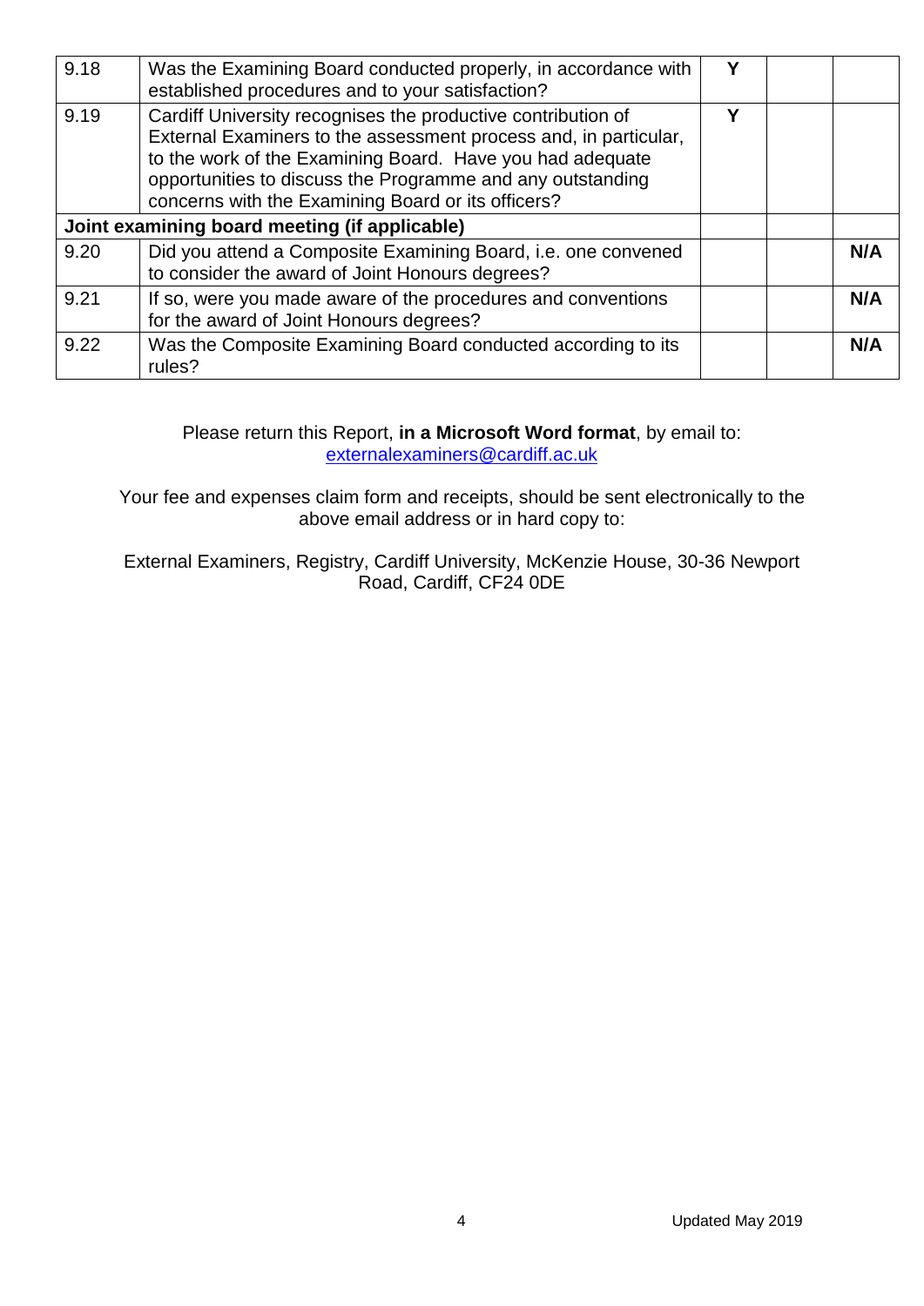| | | | | |
|---|---|---|---|---|
| 9.18 | Was the Examining Board conducted properly, in accordance with established procedures and to your satisfaction? | Y | | |
| 9.19 | Cardiff University recognises the productive contribution of External Examiners to the assessment process and, in particular, to the work of the Examining Board. Have you had adequate opportunities to discuss the Programme and any outstanding concerns with the Examining Board or its officers? | Y | | |
| **Joint examining board meeting (if applicable)** | | | | |
| 9.20 | Did you attend a Composite Examining Board, i.e. one convened to consider the award of Joint Honours degrees? | | | **N/A** |
| 9.21 | If so, were you made aware of the procedures and conventions for the award of Joint Honours degrees? | | | **N/A** |
| 9.22 | Was the Composite Examining Board conducted according to its rules? | | | **N/A** |

Please return this Report, **in a Microsoft Word format**, by email to: externalexaminers@cardiff.ac.uk

Your fee and expenses claim form and receipts, should be sent electronically to the above email address or in hard copy to:

External Examiners, Registry, Cardiff University, McKenzie House, 30-36 Newport Road, Cardiff, CF24 0DE

Updated May 2019